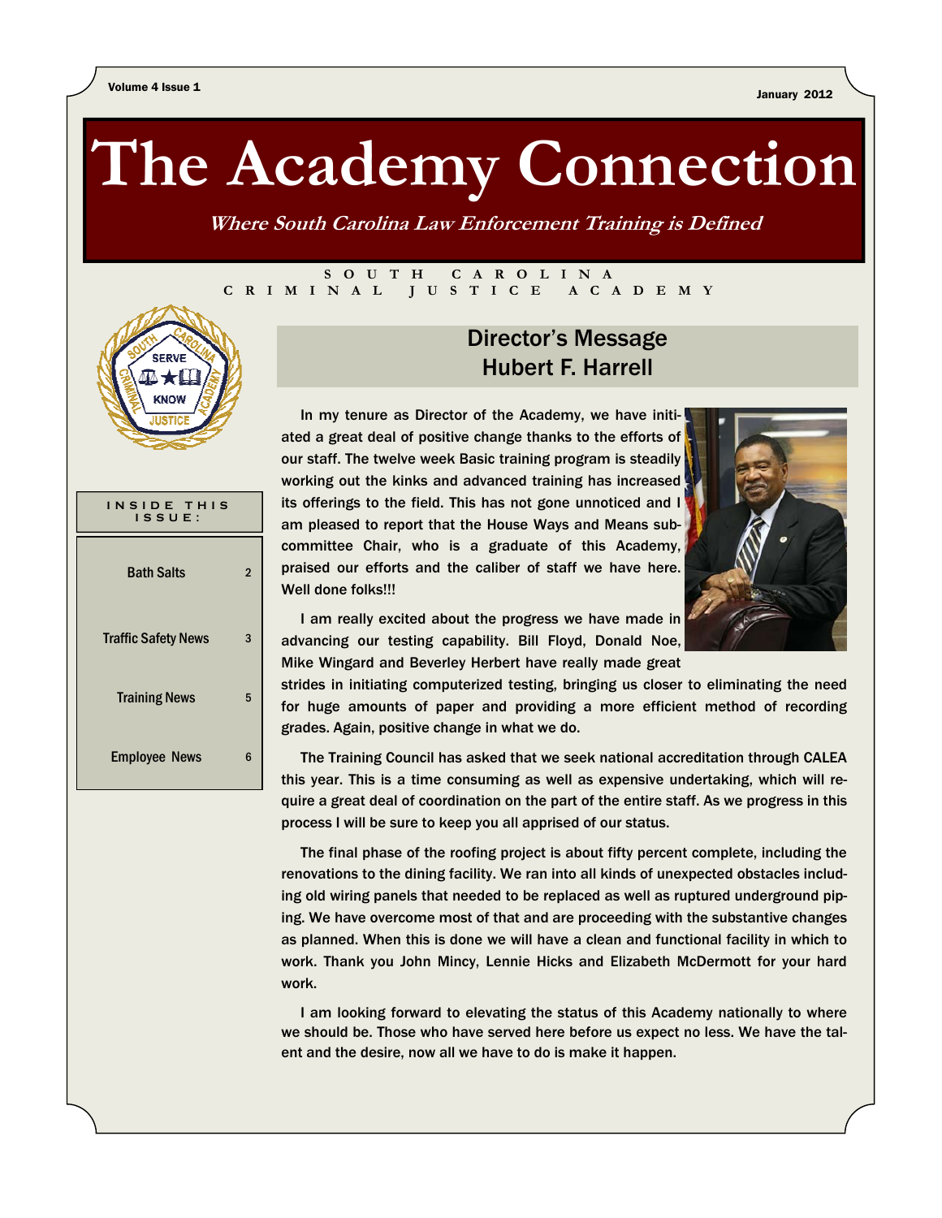Volume 4 Issue 1

January 2012

# The Academy Connection

***Where South Carolina Law Enforcement Training is Defined***

SOUTH CAROLINA
CRIMINAL JUSTICE ACADEMY

**INSIDE THIS ISSUE:**

| | |
|---|---|
| Bath Salts | 2 |
| Traffic Safety News | 3 |
| Training News | 5 |
| Employee News | 6 |

## Director's Message
## Hubert F. Harrell

In my tenure as Director of the Academy, we have initiated a great deal of positive change thanks to the efforts of our staff. The twelve week Basic training program is steadily working out the kinks and advanced training has increased its offerings to the field. This has not gone unnoticed and I am pleased to report that the House Ways and Means subcommittee Chair, who is a graduate of this Academy, praised our efforts and the caliber of staff we have here. Well done folks!!!

I am really excited about the progress we have made in advancing our testing capability. Bill Floyd, Donald Noe, Mike Wingard and Beverley Herbert have really made great strides in initiating computerized testing, bringing us closer to eliminating the need for huge amounts of paper and providing a more efficient method of recording grades. Again, positive change in what we do.

The Training Council has asked that we seek national accreditation through CALEA this year. This is a time consuming as well as expensive undertaking, which will require a great deal of coordination on the part of the entire staff. As we progress in this process I will be sure to keep you all apprised of our status.

The final phase of the roofing project is about fifty percent complete, including the renovations to the dining facility. We ran into all kinds of unexpected obstacles including old wiring panels that needed to be replaced as well as ruptured underground piping. We have overcome most of that and are proceeding with the substantive changes as planned. When this is done we will have a clean and functional facility in which to work. Thank you John Mincy, Lennie Hicks and Elizabeth McDermott for your hard work.

I am looking forward to elevating the status of this Academy nationally to where we should be. Those who have served here before us expect no less. We have the talent and the desire, now all we have to do is make it happen.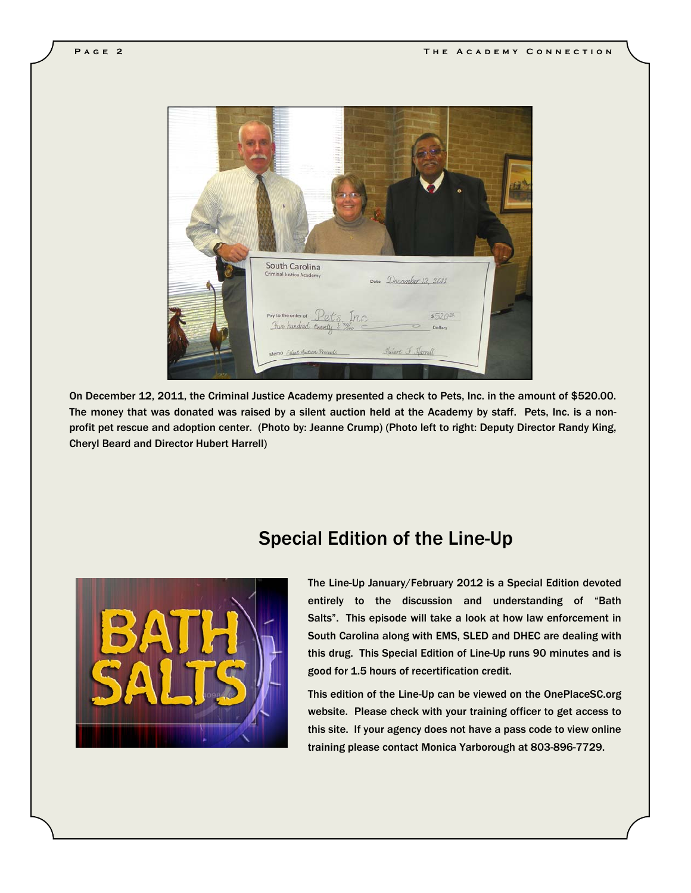On December 12, 2011, the Criminal Justice Academy presented a check to Pets, Inc. in the amount of $520.00. The money that was donated was raised by a silent auction held at the Academy by staff. Pets, Inc. is a non-profit pet rescue and adoption center. (Photo by: Jeanne Crump) (Photo left to right: Deputy Director Randy King, Cheryl Beard and Director Hubert Harrell)

## Special Edition of the Line-Up

The Line-Up January/February 2012 is a Special Edition devoted entirely to the discussion and understanding of "Bath Salts". This episode will take a look at how law enforcement in South Carolina along with EMS, SLED and DHEC are dealing with this drug. This Special Edition of Line-Up runs 90 minutes and is good for 1.5 hours of recertification credit.

This edition of the Line-Up can be viewed on the OnePlaceSC.org website. Please check with your training officer to get access to this site. If your agency does not have a pass code to view online training please contact Monica Yarborough at 803-896-7729.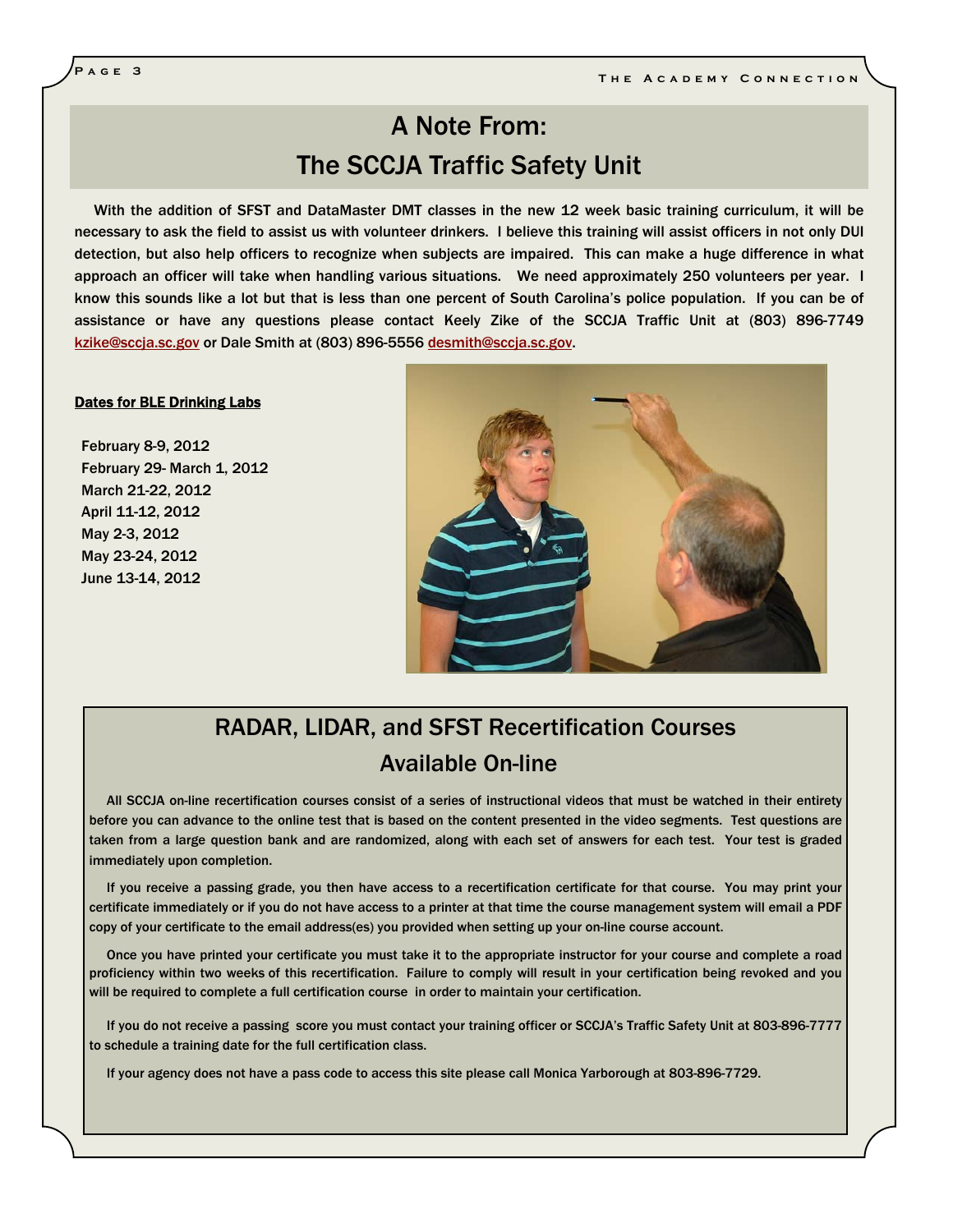# A Note From: The SCCJA Traffic Safety Unit

With the addition of SFST and DataMaster DMT classes in the new 12 week basic training curriculum, it will be necessary to ask the field to assist us with volunteer drinkers. I believe this training will assist officers in not only DUI detection, but also help officers to recognize when subjects are impaired. This can make a huge difference in what approach an officer will take when handling various situations. We need approximately 250 volunteers per year. I know this sounds like a lot but that is less than one percent of South Carolina's police population. If you can be of assistance or have any questions please contact Keely Zike of the SCCJA Traffic Unit at (803) 896-7749 kzike@sccja.sc.gov or Dale Smith at (803) 896-5556 desmith@sccja.sc.gov.

**Dates for BLE Drinking Labs**

February 8-9, 2012
February 29- March 1, 2012
March 21-22, 2012
April 11-12, 2012
May 2-3, 2012
May 23-24, 2012
June 13-14, 2012

## RADAR, LIDAR, and SFST Recertification Courses Available On-line

All SCCJA on-line recertification courses consist of a series of instructional videos that must be watched in their entirety before you can advance to the online test that is based on the content presented in the video segments. Test questions are taken from a large question bank and are randomized, along with each set of answers for each test. Your test is graded immediately upon completion.

If you receive a passing grade, you then have access to a recertification certificate for that course. You may print your certificate immediately or if you do not have access to a printer at that time the course management system will email a PDF copy of your certificate to the email address(es) you provided when setting up your on-line course account.

Once you have printed your certificate you must take it to the appropriate instructor for your course and complete a road proficiency within two weeks of this recertification. Failure to comply will result in your certification being revoked and you will be required to complete a full certification course in order to maintain your certification.

If you do not receive a passing score you must contact your training officer or SCCJA's Traffic Safety Unit at 803-896-7777 to schedule a training date for the full certification class.

If your agency does not have a pass code to access this site please call Monica Yarborough at 803-896-7729.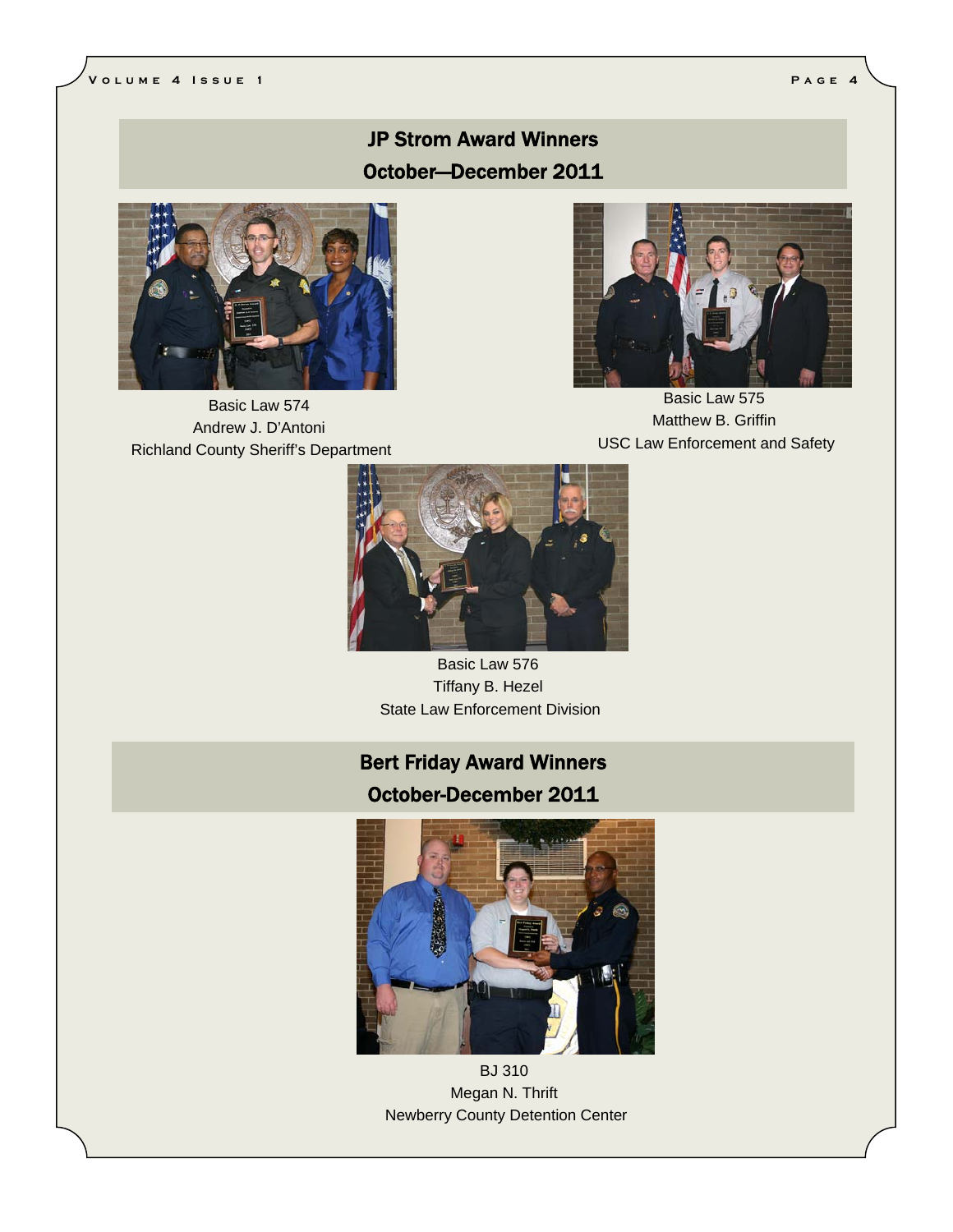## JP Strom Award Winners

## October—December 2011

Basic Law 574
Andrew J. D'Antoni
Richland County Sheriff's Department

Basic Law 575
Matthew B. Griffin
USC Law Enforcement and Safety

Basic Law 576
Tiffany B. Hezel
State Law Enforcement Division

## Bert Friday Award Winners

## October-December 2011

BJ 310
Megan N. Thrift
Newberry County Detention Center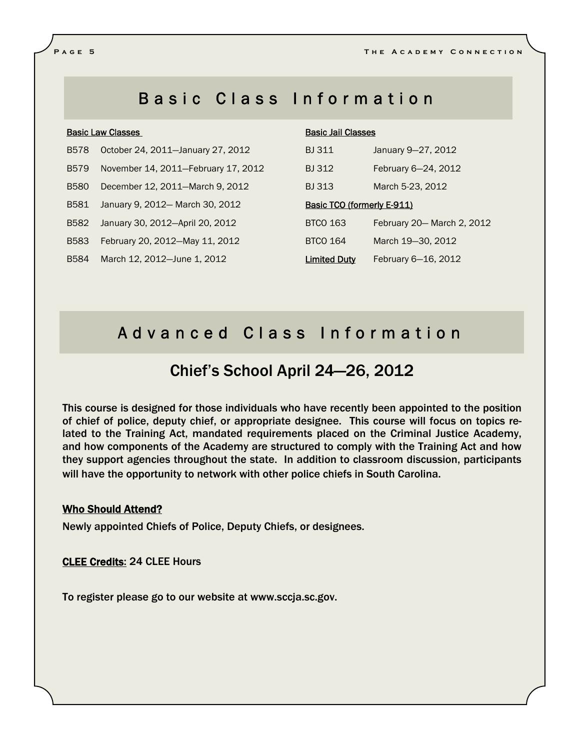# Basic Class Information

**Basic Law Classes**

| | |
|---|---|
| B578 | October 24, 2011—January 27, 2012 |
| B579 | November 14, 2011—February 17, 2012 |
| B580 | December 12, 2011—March 9, 2012 |
| B581 | January 9, 2012— March 30, 2012 |
| B582 | January 30, 2012—April 20, 2012 |
| B583 | February 20, 2012—May 11, 2012 |
| B584 | March 12, 2012—June 1, 2012 |

**Basic Jail Classes**

| | |
|---|---|
| BJ 311 | January 9—27, 2012 |
| BJ 312 | February 6—24, 2012 |
| BJ 313 | March 5-23, 2012 |

**Basic TCO (formerly E-911)**

| | |
|---|---|
| BTCO 163 | February 20— March 2, 2012 |
| BTCO 164 | March 19—30, 2012 |

**Limited Duty** February 6—16, 2012

# Advanced Class Information

## Chief's School April 24—26, 2012

This course is designed for those individuals who have recently been appointed to the position of chief of police, deputy chief, or appropriate designee. This course will focus on topics related to the Training Act, mandated requirements placed on the Criminal Justice Academy, and how components of the Academy are structured to comply with the Training Act and how they support agencies throughout the state. In addition to classroom discussion, participants will have the opportunity to network with other police chiefs in South Carolina.

**Who Should Attend?**

Newly appointed Chiefs of Police, Deputy Chiefs, or designees.

**CLEE Credits**: 24 CLEE Hours

To register please go to our website at www.sccja.sc.gov.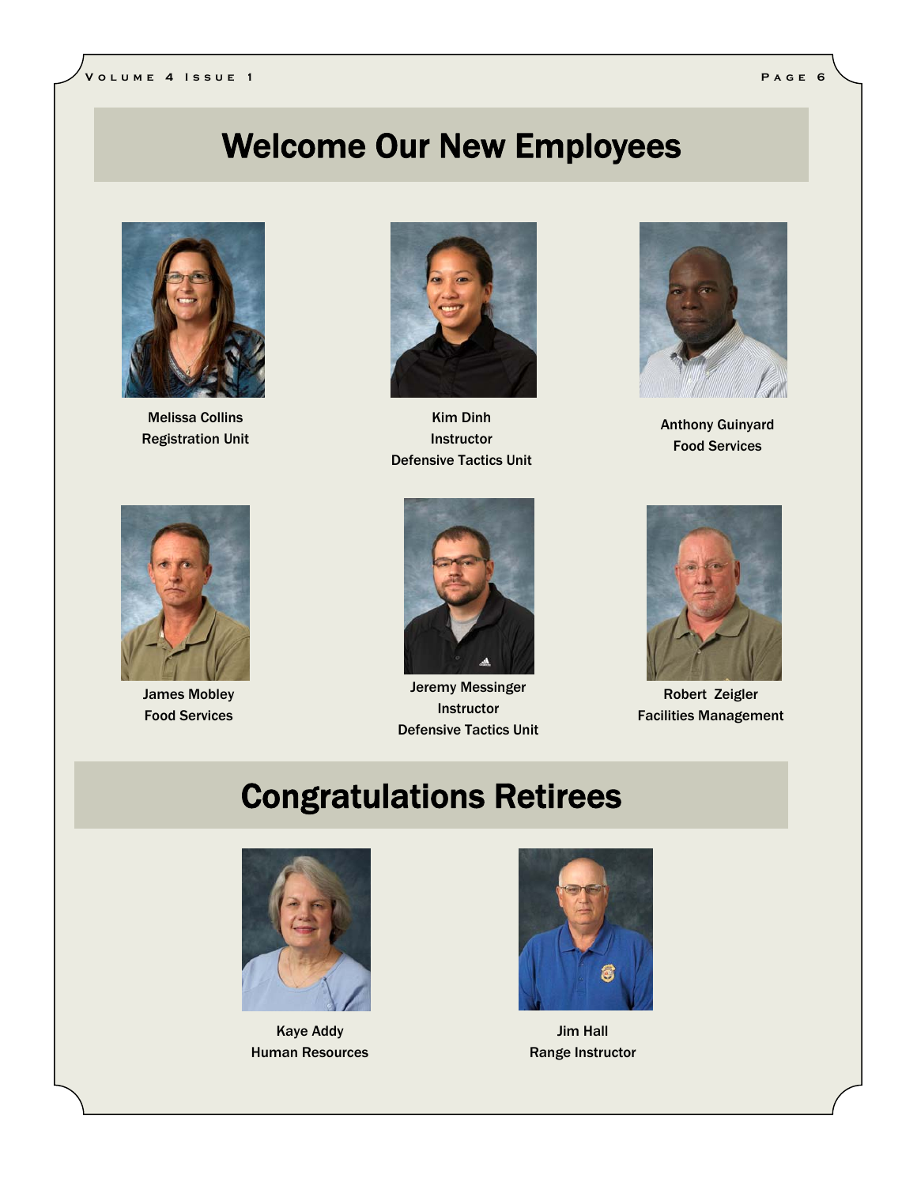# Welcome Our New Employees

Melissa Collins
Registration Unit

Kim Dinh
Instructor
Defensive Tactics Unit

Anthony Guinyard
Food Services

James Mobley
Food Services

Jeremy Messinger
Instructor
Defensive Tactics Unit

Robert Zeigler
Facilities Management

# Congratulations Retirees

Kaye Addy
Human Resources

Jim Hall
Range Instructor